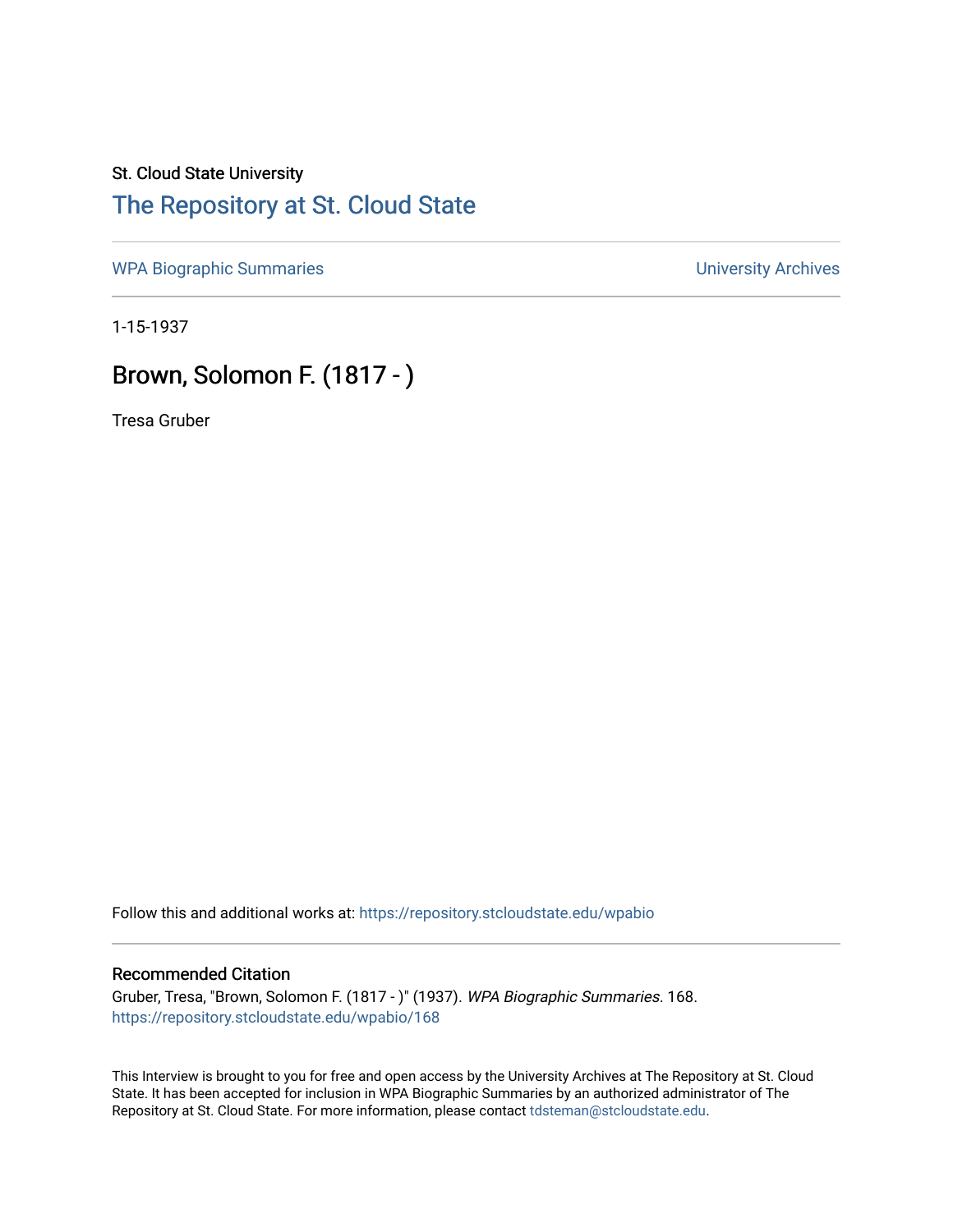St. Cloud State University

# The Repository at St. Cloud State

WPA Biographic Summaries

University Archives

1-15-1937

## Brown, Solomon F. (1817 - )

Tresa Gruber

Follow this and additional works at: https://repository.stcloudstate.edu/wpabio

### Recommended Citation

Gruber, Tresa, "Brown, Solomon F. (1817 - )" (1937). *WPA Biographic Summaries*. 168.
https://repository.stcloudstate.edu/wpabio/168

This Interview is brought to you for free and open access by the University Archives at The Repository at St. Cloud State. It has been accepted for inclusion in WPA Biographic Summaries by an authorized administrator of The Repository at St. Cloud State. For more information, please contact tdsteman@stcloudstate.edu.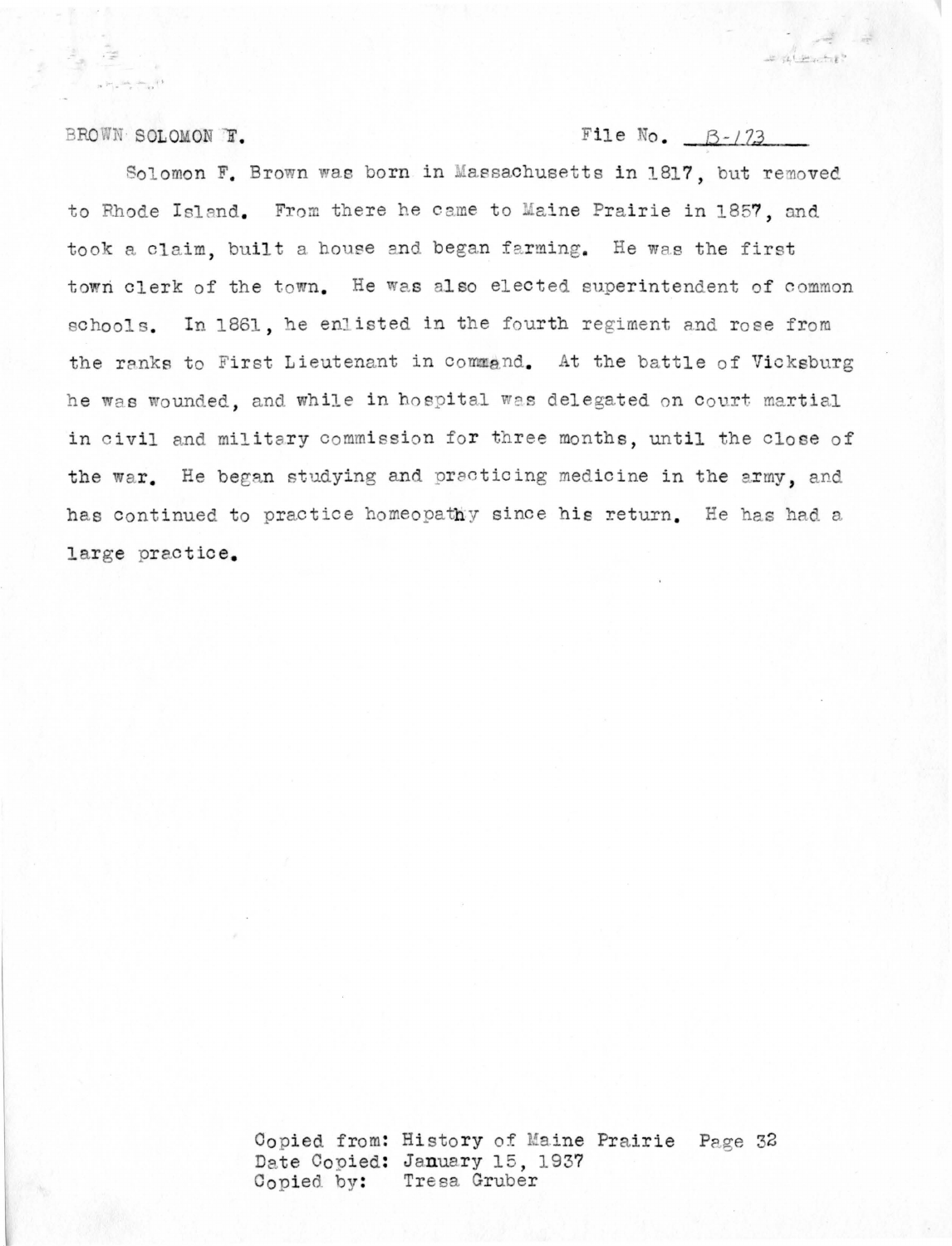BROWN SOLOMON F. File No. B-173

Solomon F. Brown was born in Massachusetts in 1817, but removed to Rhode Island. From there he came to Maine Prairie in 1857, and took a claim, built a house and began farming. He was the first town clerk of the town. He was also elected superintendent of common schools. In 1861, he enlisted in the fourth regiment and rose from the ranks to First Lieutenant in command. At the battle of Vicksburg he was wounded, and while in hospital was delegated on court martial in civil and military commission for three months, until the close of the war. He began studying and practicing medicine in the army, and has continued to practice homeopathy since his return. He has had a large practice.

Copied from: History of Maine Prairie Page 32
Date Copied: January 15, 1937
Copied by: Tresa Gruber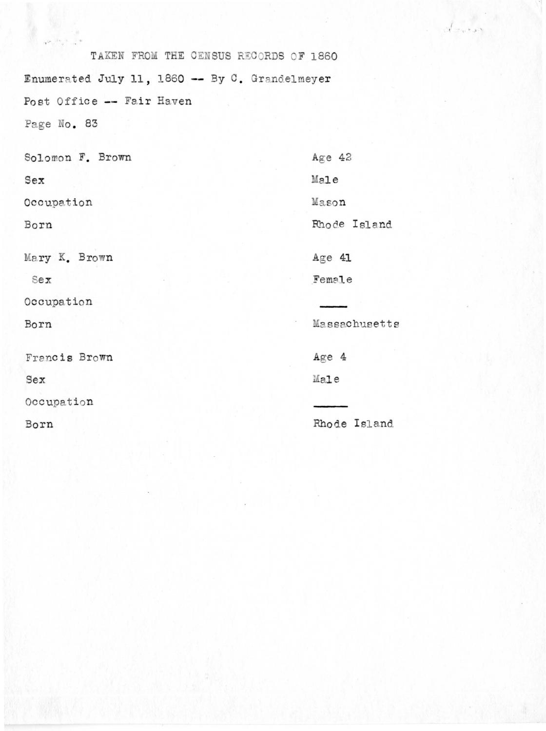TAKEN FROM THE CENSUS RECORDS OF 1860

Enumerated July 11, 1860 -- By C. Grandelmeyer

Post Office -- Fair Haven

Page No. 83

| | |
|---|---|
| Solomon F. Brown | Age 42 |
| Sex | Male |
| Occupation | Mason |
| Born | Rhode Island |
| Mary K. Brown | Age 41 |
| Sex | Female |
| Occupation | ——— |
| Born | Massachusetts |
| Francis Brown | Age 4 |
| Sex | Male |
| Occupation | ——— |
| Born | Rhode Island |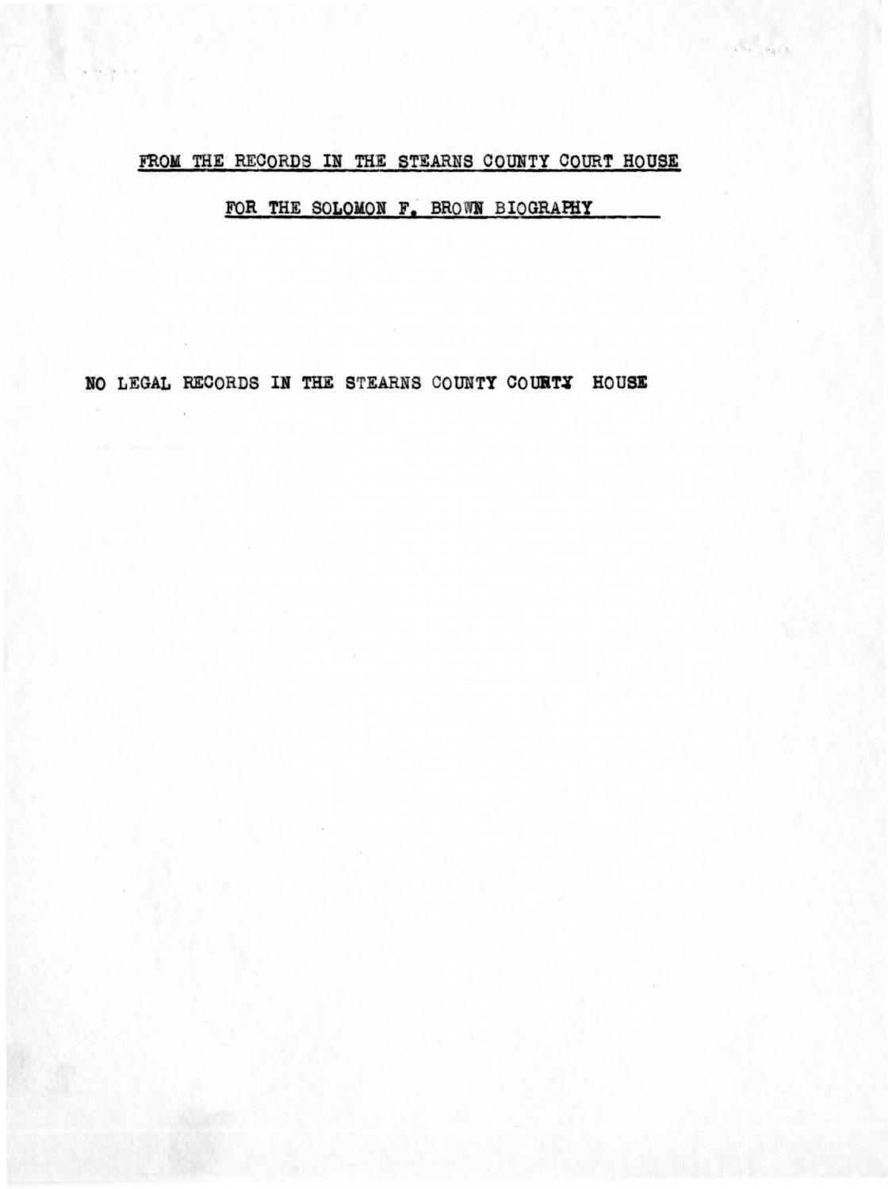FROM THE RECORDS IN THE STEARNS COUNTY COURT HOUSE

FOR THE SOLOMON F. BROWN BIOGRAPHY

NO LEGAL RECORDS IN THE STEARNS COUNTY COURTY HOUSE